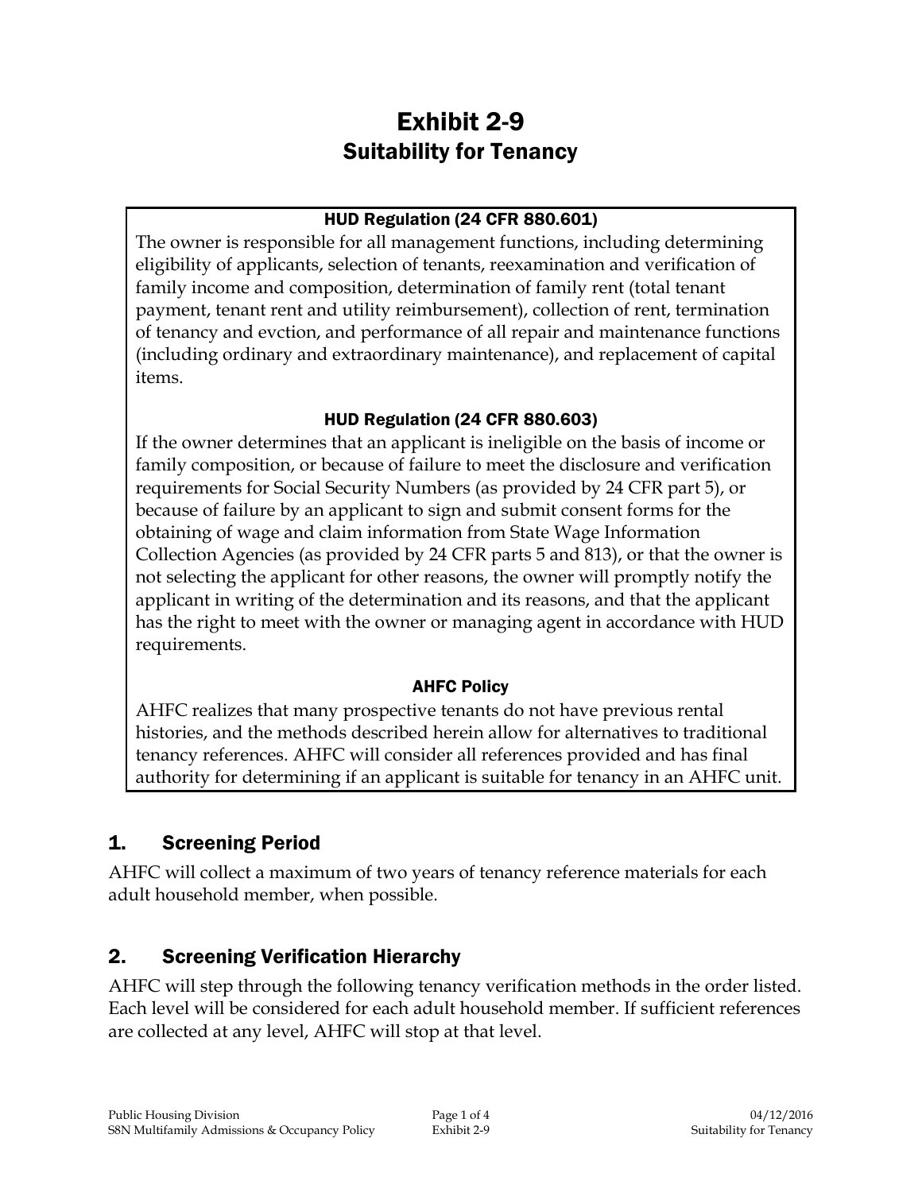# Exhibit 2-9
## Suitability for Tenancy

**HUD Regulation (24 CFR 880.601)**

The owner is responsible for all management functions, including determining eligibility of applicants, selection of tenants, reexamination and verification of family income and composition, determination of family rent (total tenant payment, tenant rent and utility reimbursement), collection of rent, termination of tenancy and evction, and performance of all repair and maintenance functions (including ordinary and extraordinary maintenance), and replacement of capital items.

**HUD Regulation (24 CFR 880.603)**

If the owner determines that an applicant is ineligible on the basis of income or family composition, or because of failure to meet the disclosure and verification requirements for Social Security Numbers (as provided by 24 CFR part 5), or because of failure by an applicant to sign and submit consent forms for the obtaining of wage and claim information from State Wage Information Collection Agencies (as provided by 24 CFR parts 5 and 813), or that the owner is not selecting the applicant for other reasons, the owner will promptly notify the applicant in writing of the determination and its reasons, and that the applicant has the right to meet with the owner or managing agent in accordance with HUD requirements.

**AHFC Policy**

AHFC realizes that many prospective tenants do not have previous rental histories, and the methods described herein allow for alternatives to traditional tenancy references. AHFC will consider all references provided and has final authority for determining if an applicant is suitable for tenancy in an AHFC unit.

## 1. Screening Period

AHFC will collect a maximum of two years of tenancy reference materials for each adult household member, when possible.

## 2. Screening Verification Hierarchy

AHFC will step through the following tenancy verification methods in the order listed. Each level will be considered for each adult household member. If sufficient references are collected at any level, AHFC will stop at that level.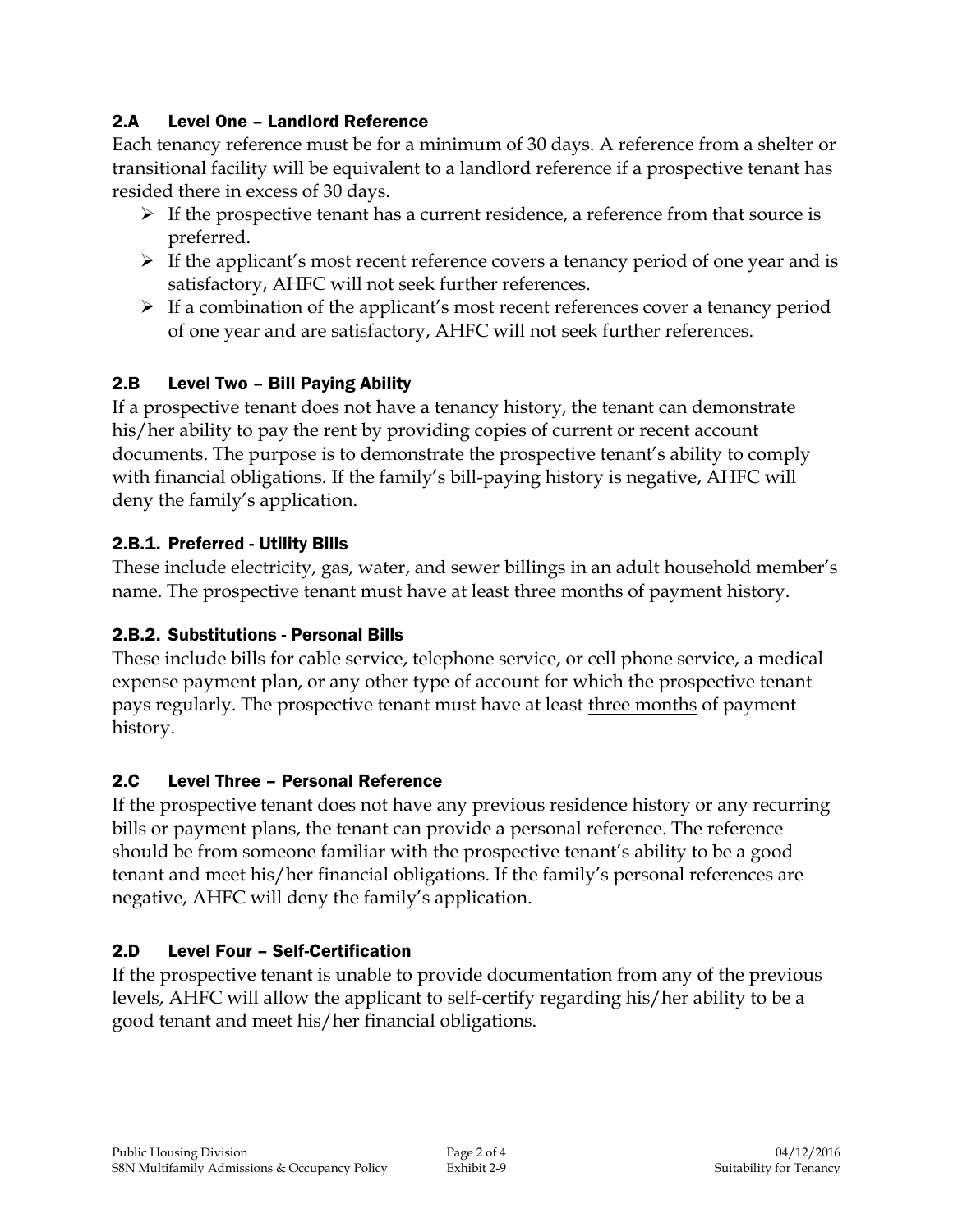## 2.A Level One – Landlord Reference

Each tenancy reference must be for a minimum of 30 days. A reference from a shelter or transitional facility will be equivalent to a landlord reference if a prospective tenant has resided there in excess of 30 days.

- If the prospective tenant has a current residence, a reference from that source is preferred.
- If the applicant's most recent reference covers a tenancy period of one year and is satisfactory, AHFC will not seek further references.
- If a combination of the applicant's most recent references cover a tenancy period of one year and are satisfactory, AHFC will not seek further references.

## 2.B Level Two – Bill Paying Ability

If a prospective tenant does not have a tenancy history, the tenant can demonstrate his/her ability to pay the rent by providing copies of current or recent account documents. The purpose is to demonstrate the prospective tenant's ability to comply with financial obligations. If the family's bill-paying history is negative, AHFC will deny the family's application.

### 2.B.1. Preferred - Utility Bills

These include electricity, gas, water, and sewer billings in an adult household member's name. The prospective tenant must have at least <u>three months</u> of payment history.

### 2.B.2. Substitutions - Personal Bills

These include bills for cable service, telephone service, or cell phone service, a medical expense payment plan, or any other type of account for which the prospective tenant pays regularly. The prospective tenant must have at least <u>three months</u> of payment history.

## 2.C Level Three – Personal Reference

If the prospective tenant does not have any previous residence history or any recurring bills or payment plans, the tenant can provide a personal reference. The reference should be from someone familiar with the prospective tenant's ability to be a good tenant and meet his/her financial obligations. If the family's personal references are negative, AHFC will deny the family's application.

## 2.D Level Four – Self-Certification

If the prospective tenant is unable to provide documentation from any of the previous levels, AHFC will allow the applicant to self-certify regarding his/her ability to be a good tenant and meet his/her financial obligations.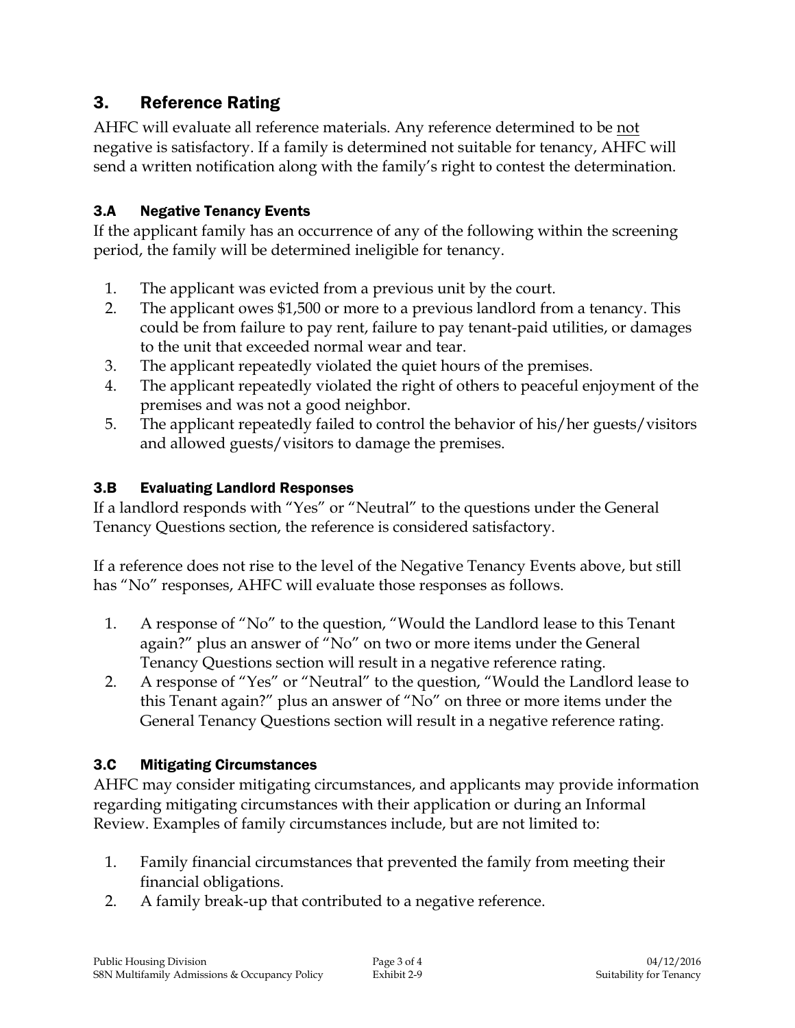## 3. Reference Rating

AHFC will evaluate all reference materials. Any reference determined to be <u>not</u> negative is satisfactory. If a family is determined not suitable for tenancy, AHFC will send a written notification along with the family's right to contest the determination.

### 3.A Negative Tenancy Events

If the applicant family has an occurrence of any of the following within the screening period, the family will be determined ineligible for tenancy.

1. The applicant was evicted from a previous unit by the court.
2. The applicant owes $1,500 or more to a previous landlord from a tenancy. This could be from failure to pay rent, failure to pay tenant-paid utilities, or damages to the unit that exceeded normal wear and tear.
3. The applicant repeatedly violated the quiet hours of the premises.
4. The applicant repeatedly violated the right of others to peaceful enjoyment of the premises and was not a good neighbor.
5. The applicant repeatedly failed to control the behavior of his/her guests/visitors and allowed guests/visitors to damage the premises.

### 3.B Evaluating Landlord Responses

If a landlord responds with "Yes" or "Neutral" to the questions under the General Tenancy Questions section, the reference is considered satisfactory.

If a reference does not rise to the level of the Negative Tenancy Events above, but still has "No" responses, AHFC will evaluate those responses as follows.

1. A response of "No" to the question, "Would the Landlord lease to this Tenant again?" plus an answer of "No" on two or more items under the General Tenancy Questions section will result in a negative reference rating.
2. A response of "Yes" or "Neutral" to the question, "Would the Landlord lease to this Tenant again?" plus an answer of "No" on three or more items under the General Tenancy Questions section will result in a negative reference rating.

### 3.C Mitigating Circumstances

AHFC may consider mitigating circumstances, and applicants may provide information regarding mitigating circumstances with their application or during an Informal Review. Examples of family circumstances include, but are not limited to:

1. Family financial circumstances that prevented the family from meeting their financial obligations.
2. A family break-up that contributed to a negative reference.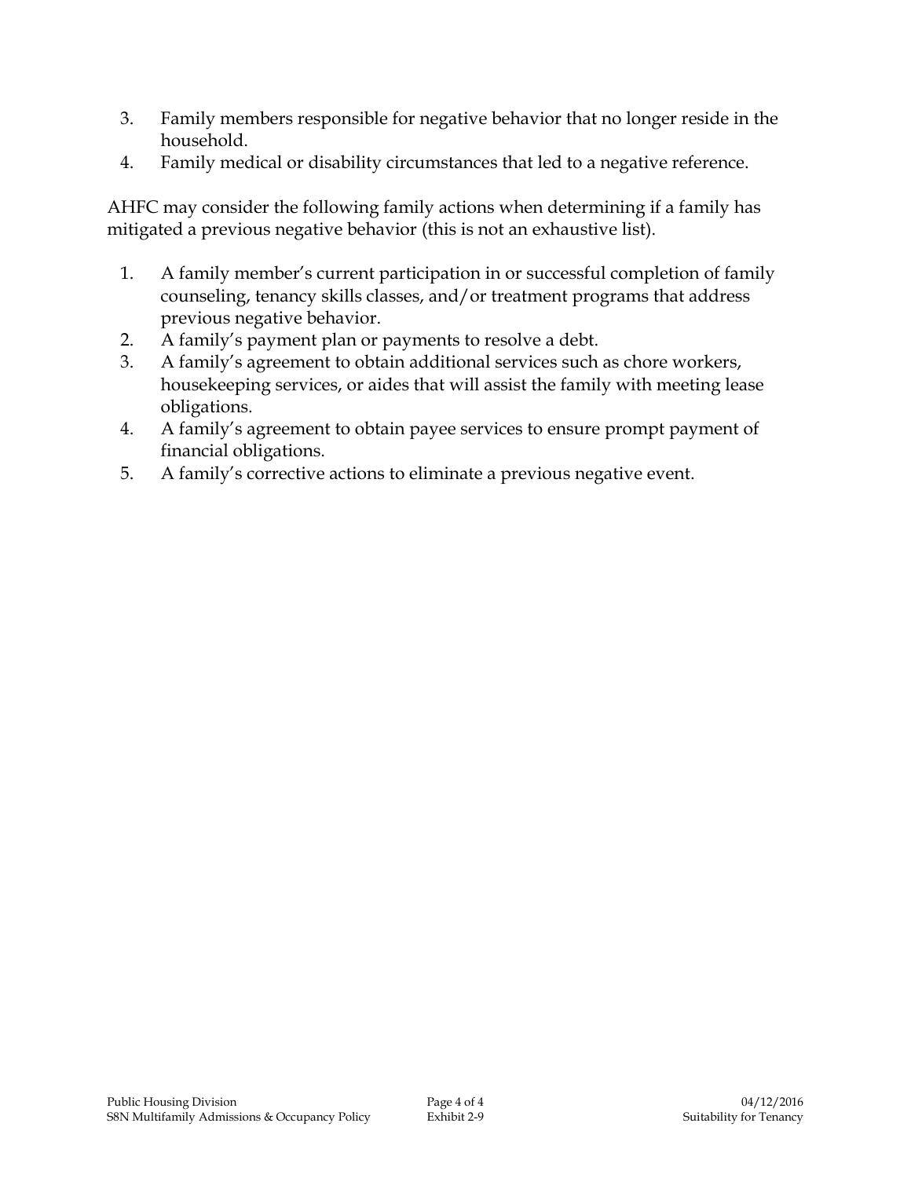3. Family members responsible for negative behavior that no longer reside in the household.
4. Family medical or disability circumstances that led to a negative reference.

AHFC may consider the following family actions when determining if a family has mitigated a previous negative behavior (this is not an exhaustive list).

1. A family member's current participation in or successful completion of family counseling, tenancy skills classes, and/or treatment programs that address previous negative behavior.
2. A family's payment plan or payments to resolve a debt.
3. A family's agreement to obtain additional services such as chore workers, housekeeping services, or aides that will assist the family with meeting lease obligations.
4. A family's agreement to obtain payee services to ensure prompt payment of financial obligations.
5. A family's corrective actions to eliminate a previous negative event.